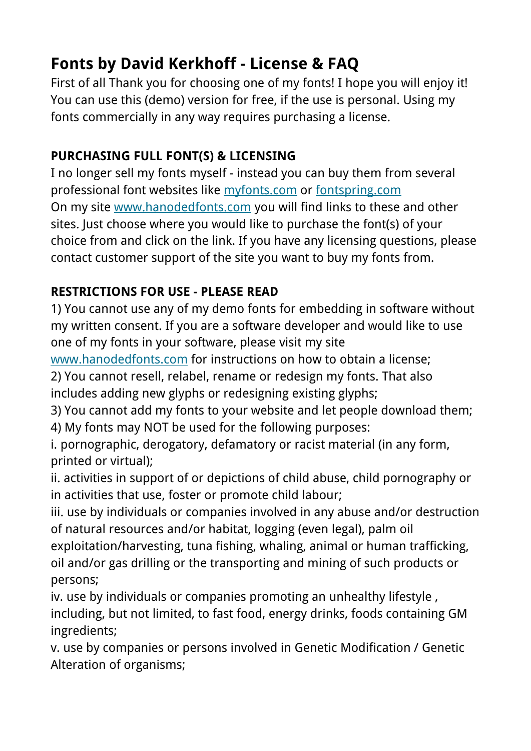# Fonts by David Kerkhoff - License & FAQ

First of all Thank you for choosing one of my fonts! I hope you will enjoy it! You can use this (demo) version for free, if the use is personal. Using my fonts commercially in any way requires purchasing a license.

**PURCHASING FULL FONT(S) & LICENSING**

I no longer sell my fonts myself - instead you can buy them from several professional font websites like [myfonts.com](myfonts.com) or [fontspring.com](fontspring.com)
On my site [www.hanodedfonts.com](www.hanodedfonts.com) you will find links to these and other sites. Just choose where you would like to purchase the font(s) of your choice from and click on the link. If you have any licensing questions, please contact customer support of the site you want to buy my fonts from.

**RESTRICTIONS FOR USE - PLEASE READ**

1) You cannot use any of my demo fonts for embedding in software without my written consent. If you are a software developer and would like to use one of my fonts in your software, please visit my site [www.hanodedfonts.com](www.hanodedfonts.com) for instructions on how to obtain a license;
2) You cannot resell, relabel, rename or redesign my fonts. That also includes adding new glyphs or redesigning existing glyphs;
3) You cannot add my fonts to your website and let people download them;
4) My fonts may NOT be used for the following purposes:
i. pornographic, derogatory, defamatory or racist material (in any form, printed or virtual);
ii. activities in support of or depictions of child abuse, child pornography or in activities that use, foster or promote child labour;
iii. use by individuals or companies involved in any abuse and/or destruction of natural resources and/or habitat, logging (even legal), palm oil exploitation/harvesting, tuna fishing, whaling, animal or human trafficking, oil and/or gas drilling or the transporting and mining of such products or persons;
iv. use by individuals or companies promoting an unhealthy lifestyle , including, but not limited, to fast food, energy drinks, foods containing GM ingredients;
v. use by companies or persons involved in Genetic Modification / Genetic Alteration of organisms;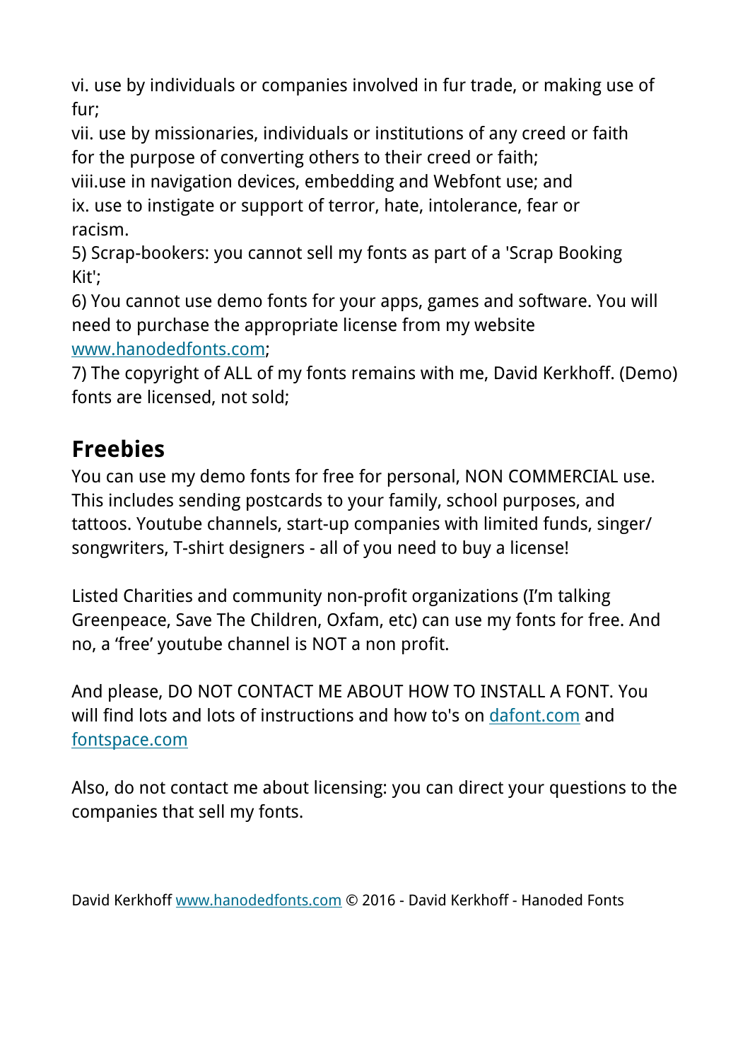vi. use by individuals or companies involved in fur trade, or making use of fur;
vii. use by missionaries, individuals or institutions of any creed or faith for the purpose of converting others to their creed or faith;
viii.use in navigation devices, embedding and Webfont use; and
ix. use to instigate or support of terror, hate, intolerance, fear or racism.
5) Scrap-bookers: you cannot sell my fonts as part of a 'Scrap Booking Kit';
6) You cannot use demo fonts for your apps, games and software. You will need to purchase the appropriate license from my website [www.hanodedfonts.com](http://www.hanodedfonts.com);
7) The copyright of ALL of my fonts remains with me, David Kerkhoff. (Demo) fonts are licensed, not sold;

## Freebies

You can use my demo fonts for free for personal, NON COMMERCIAL use. This includes sending postcards to your family, school purposes, and tattoos. Youtube channels, start-up companies with limited funds, singer/ songwriters, T-shirt designers - all of you need to buy a license!

Listed Charities and community non-profit organizations (I'm talking Greenpeace, Save The Children, Oxfam, etc) can use my fonts for free. And no, a 'free' youtube channel is NOT a non profit.

And please, DO NOT CONTACT ME ABOUT HOW TO INSTALL A FONT. You will find lots and lots of instructions and how to's on [dafont.com](http://dafont.com) and [fontspace.com](http://fontspace.com)

Also, do not contact me about licensing: you can direct your questions to the companies that sell my fonts.

David Kerkhoff [www.hanodedfonts.com](http://www.hanodedfonts.com) © 2016 - David Kerkhoff - Hanoded Fonts